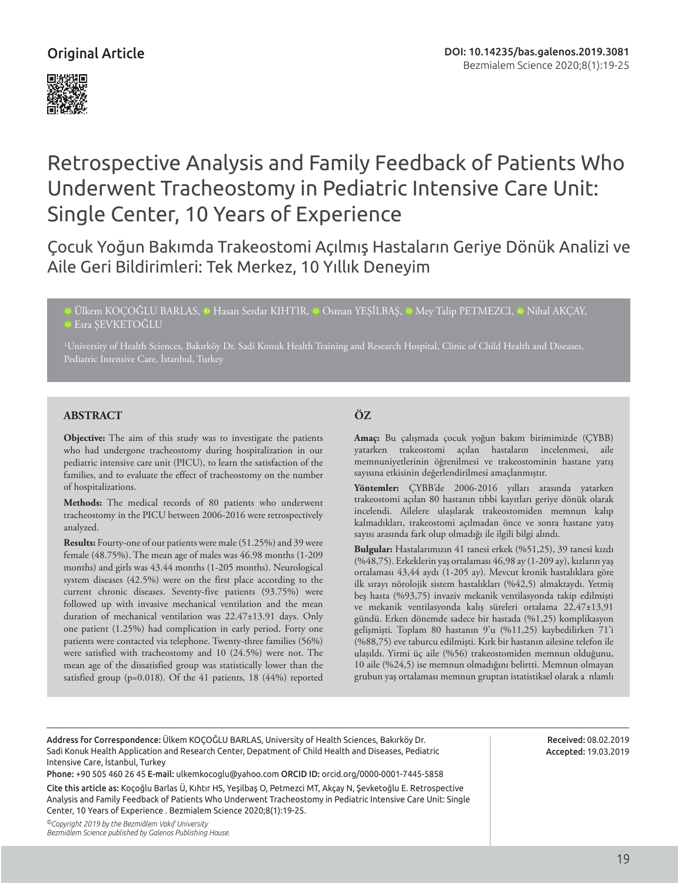Original Article

DOI: 10.14235/bas.galenos.2019.3081

# Retrospective Analysis and Family Feedback of Patients Who Underwent Tracheostomy in Pediatric Intensive Care Unit: Single Center, 10 Years of Experience

## Çocuk Yoğun Bakımda Trakeostomi Açılmış Hastaların Geriye Dönük Analizi ve Aile Geri Bildirimleri: Tek Merkez, 10 Yıllık Deneyim

Ülkem KOÇOĞLU BARLAS, Hasan Serdar KIHTIR, Osman YEŞİLBAŞ, Mey Talip PETMEZCI, Nihal AKÇAY, Esra ŞEVKETOĞLU

[1]University of Health Sciences, Bakırköy Dr. Sadi Konuk Health Training and Research Hospital, Clinic of Child Health and Diseases, Pediatric Intensive Care, İstanbul, Turkey

### ABSTRACT

**Objective:** The aim of this study was to investigate the patients who had undergone tracheostomy during hospitalization in our pediatric intensive care unit (PICU), to learn the satisfaction of the families, and to evaluate the effect of tracheostomy on the number of hospitalizations.

**Methods:** The medical records of 80 patients who underwent tracheostomy in the PICU between 2006-2016 were retrospectively analyzed.

**Results:** Fourty-one of our patients were male (51.25%) and 39 were female (48.75%). The mean age of males was 46.98 months (1-209 months) and girls was 43.44 months (1-205 months). Neurological system diseases (42.5%) were on the first place according to the current chronic diseases. Seventy-five patients (93.75%) were followed up with invasive mechanical ventilation and the mean duration of mechanical ventilation was 22.47±13.91 days. Only one patient (1.25%) had complication in early period. Forty one patients were contacted via telephone. Twenty-three families (56%) were satisfied with tracheostomy and 10 (24.5%) were not. The mean age of the dissatisfied group was statistically lower than the satisfied group (p=0.018). Of the 41 patients, 18 (44%) reported

### ÖZ

**Amaç:** Bu çalışmada çocuk yoğun bakım birimimizde (ÇYBB) yatarken trakeostomi açılan hastaların incelenmesi, aile memnuniyetlerinin öğrenilmesi ve trakeostominin hastane yatış sayısına etkisinin değerlendirilmesi amaçlanmıştır.

**Yöntemler:** ÇYBB'de 2006-2016 yılları arasında yatarken trakeostomi açılan 80 hastanın tıbbi kayıtları geriye dönük olarak incelendi. Ailelere ulaşılarak trakeostomiden memnun kalıp kalmadıkları, trakeostomi açılmadan önce ve sonra hastane yatış sayısı arasında fark olup olmadığı ile ilgili bilgi alındı.

**Bulgular:** Hastalarımızın 41 tanesi erkek (%51,25), 39 tanesi kızdı (%48,75). Erkeklerin yaş ortalaması 46,98 ay (1-209 ay), kızların yaş ortalaması 43,44 aydı (1-205 ay). Mevcut kronik hastalıklara göre ilk sırayı nörolojik sistem hastalıkları (%42,5) almaktaydı. Yetmiş beş hasta (%93,75) invaziv mekanik ventilasyonda takip edilmişti ve mekanik ventilasyonda kalış süreleri ortalama 22,47±13,91 gündü. Erken dönemde sadece bir hastada (%1,25) komplikasyon gelişmişti. Toplam 80 hastanın 9'u (%11,25) kaybedilirken 71'i (%88,75) eve taburcu edilmişti. Kırk bir hastanın ailesine telefon ile ulaşıldı. Yirmi üç aile (%56) trakeostomiden memnun olduğunu, 10 aile (%24,5) ise memnun olmadığını belirtti. Memnun olmayan grubun yaş ortalaması memnun gruptan istatistiksel olarak a nlamlı

---

Address for Correspondence: Ülkem KOÇOĞLU BARLAS, University of Health Sciences, Bakırköy Dr. Sadi Konuk Health Application and Research Center, Depatment of Child Health and Diseases, Pediatric Intensive Care, İstanbul, Turkey

Phone: +90 505 460 26 45 E-mail: ulkemkocoglu@yahoo.com ORCID ID: orcid.org/0000-0001-7445-5858

Received: 08.02.2019
Accepted: 19.03.2019

Cite this article as: Koçoğlu Barlas Ü, Kıhtır HS, Yeşilbaş O, Petmezci MT, Akçay N, Şevketoğlu E. Retrospective Analysis and Family Feedback of Patients Who Underwent Tracheostomy in Pediatric Intensive Care Unit: Single Center, 10 Years of Experience . Bezmialem Science 2020;8(1):19-25.

*©Copyright 2019 by the Bezmiâlem Vakıf University*
*Bezmiâlem Science published by Galenos Publishing House.*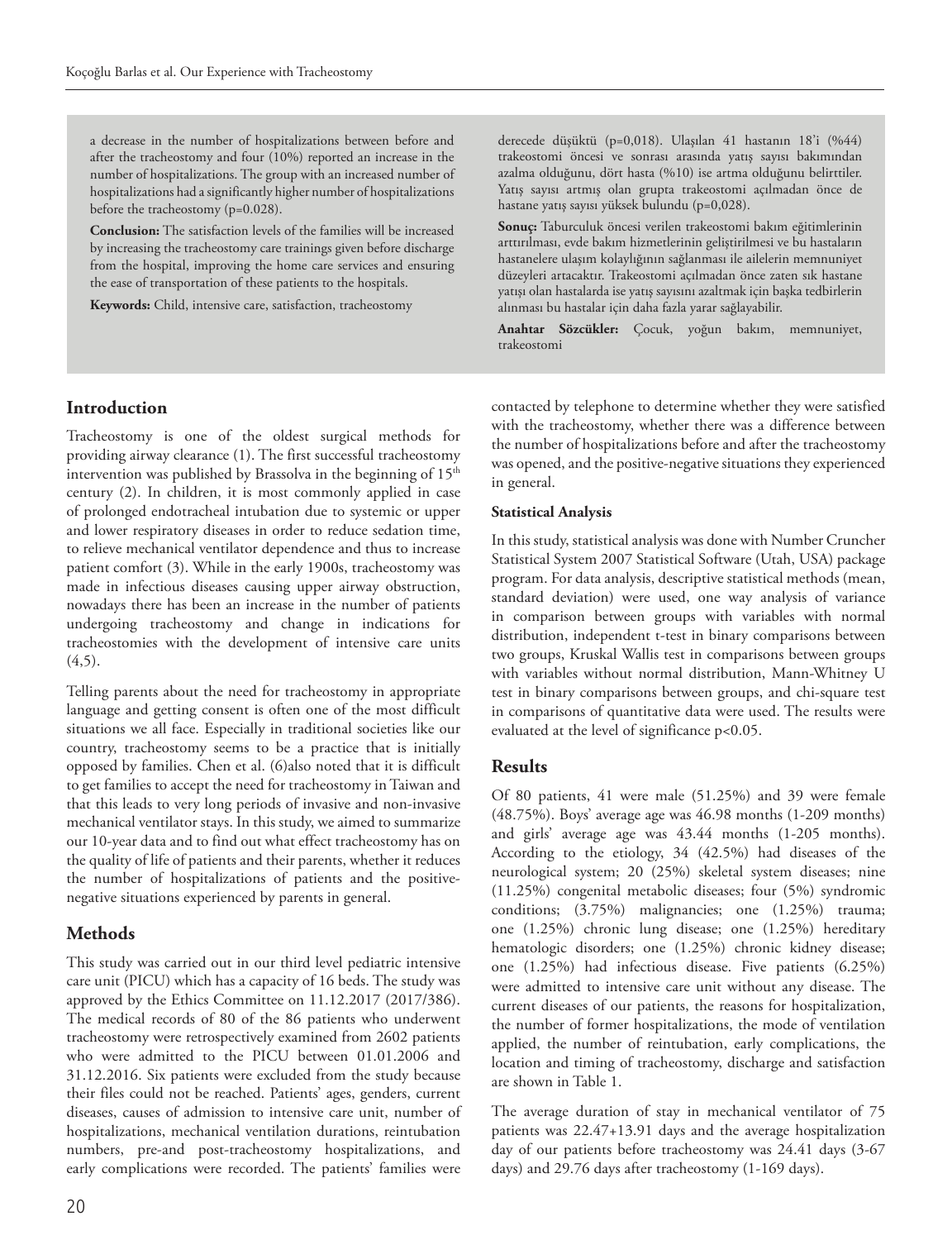a decrease in the number of hospitalizations between before and after the tracheostomy and four (10%) reported an increase in the number of hospitalizations. The group with an increased number of hospitalizations had a significantly higher number of hospitalizations before the tracheostomy (p=0.028).

**Conclusion:** The satisfaction levels of the families will be increased by increasing the tracheostomy care trainings given before discharge from the hospital, improving the home care services and ensuring the ease of transportation of these patients to the hospitals.

**Keywords:** Child, intensive care, satisfaction, tracheostomy

derecede düşüktü (p=0,018). Ulaşılan 41 hastanın 18'i (%44) trakeostomi öncesi ve sonrası arasında yatış sayısı bakımından azalma olduğunu, dört hasta (%10) ise artma olduğunu belirttiler. Yatış sayısı artmış olan grupta trakeostomi açılmadan önce de hastane yatış sayısı yüksek bulundu (p=0,028).

**Sonuç:** Taburculuk öncesi verilen trakeostomi bakım eğitimlerinin arttırılması, evde bakım hizmetlerinin geliştirilmesi ve bu hastaların hastanelere ulaşım kolaylığının sağlanması ile ailelerin memnuniyet düzeyleri artacaktır. Trakeostomi açılmadan önce zaten sık hastane yatışı olan hastalarda ise yatış sayısını azaltmak için başka tedbirlerin alınması bu hastalar için daha fazla yarar sağlayabilir.

**Anahtar Sözcükler:** Çocuk, yoğun bakım, memnuniyet, trakeostomi

## Introduction

Tracheostomy is one of the oldest surgical methods for providing airway clearance (1). The first successful tracheostomy intervention was published by Brassolva in the beginning of 15th century (2). In children, it is most commonly applied in case of prolonged endotracheal intubation due to systemic or upper and lower respiratory diseases in order to reduce sedation time, to relieve mechanical ventilator dependence and thus to increase patient comfort (3). While in the early 1900s, tracheostomy was made in infectious diseases causing upper airway obstruction, nowadays there has been an increase in the number of patients undergoing tracheostomy and change in indications for tracheostomies with the development of intensive care units (4,5).

Telling parents about the need for tracheostomy in appropriate language and getting consent is often one of the most difficult situations we all face. Especially in traditional societies like our country, tracheostomy seems to be a practice that is initially opposed by families. Chen et al. (6)also noted that it is difficult to get families to accept the need for tracheostomy in Taiwan and that this leads to very long periods of invasive and non-invasive mechanical ventilator stays. In this study, we aimed to summarize our 10-year data and to find out what effect tracheostomy has on the quality of life of patients and their parents, whether it reduces the number of hospitalizations of patients and the positive-negative situations experienced by parents in general.

## Methods

This study was carried out in our third level pediatric intensive care unit (PICU) which has a capacity of 16 beds. The study was approved by the Ethics Committee on 11.12.2017 (2017/386). The medical records of 80 of the 86 patients who underwent tracheostomy were retrospectively examined from 2602 patients who were admitted to the PICU between 01.01.2006 and 31.12.2016. Six patients were excluded from the study because their files could not be reached. Patients' ages, genders, current diseases, causes of admission to intensive care unit, number of hospitalizations, mechanical ventilation durations, reintubation numbers, pre-and post-tracheostomy hospitalizations, and early complications were recorded. The patients' families were contacted by telephone to determine whether they were satisfied with the tracheostomy, whether there was a difference between the number of hospitalizations before and after the tracheostomy was opened, and the positive-negative situations they experienced in general.

### Statistical Analysis

In this study, statistical analysis was done with Number Cruncher Statistical System 2007 Statistical Software (Utah, USA) package program. For data analysis, descriptive statistical methods (mean, standard deviation) were used, one way analysis of variance in comparison between groups with variables with normal distribution, independent t-test in binary comparisons between two groups, Kruskal Wallis test in comparisons between groups with variables without normal distribution, Mann-Whitney U test in binary comparisons between groups, and chi-square test in comparisons of quantitative data were used. The results were evaluated at the level of significance p<0.05.

## Results

Of 80 patients, 41 were male (51.25%) and 39 were female (48.75%). Boys' average age was 46.98 months (1-209 months) and girls' average age was 43.44 months (1-205 months). According to the etiology, 34 (42.5%) had diseases of the neurological system; 20 (25%) skeletal system diseases; nine (11.25%) congenital metabolic diseases; four (5%) syndromic conditions; (3.75%) malignancies; one (1.25%) trauma; one (1.25%) chronic lung disease; one (1.25%) hereditary hematologic disorders; one (1.25%) chronic kidney disease; one (1.25%) had infectious disease. Five patients (6.25%) were admitted to intensive care unit without any disease. The current diseases of our patients, the reasons for hospitalization, the number of former hospitalizations, the mode of ventilation applied, the number of reintubation, early complications, the location and timing of tracheostomy, discharge and satisfaction are shown in Table 1.

The average duration of stay in mechanical ventilator of 75 patients was 22.47+13.91 days and the average hospitalization day of our patients before tracheostomy was 24.41 days (3-67 days) and 29.76 days after tracheostomy (1-169 days).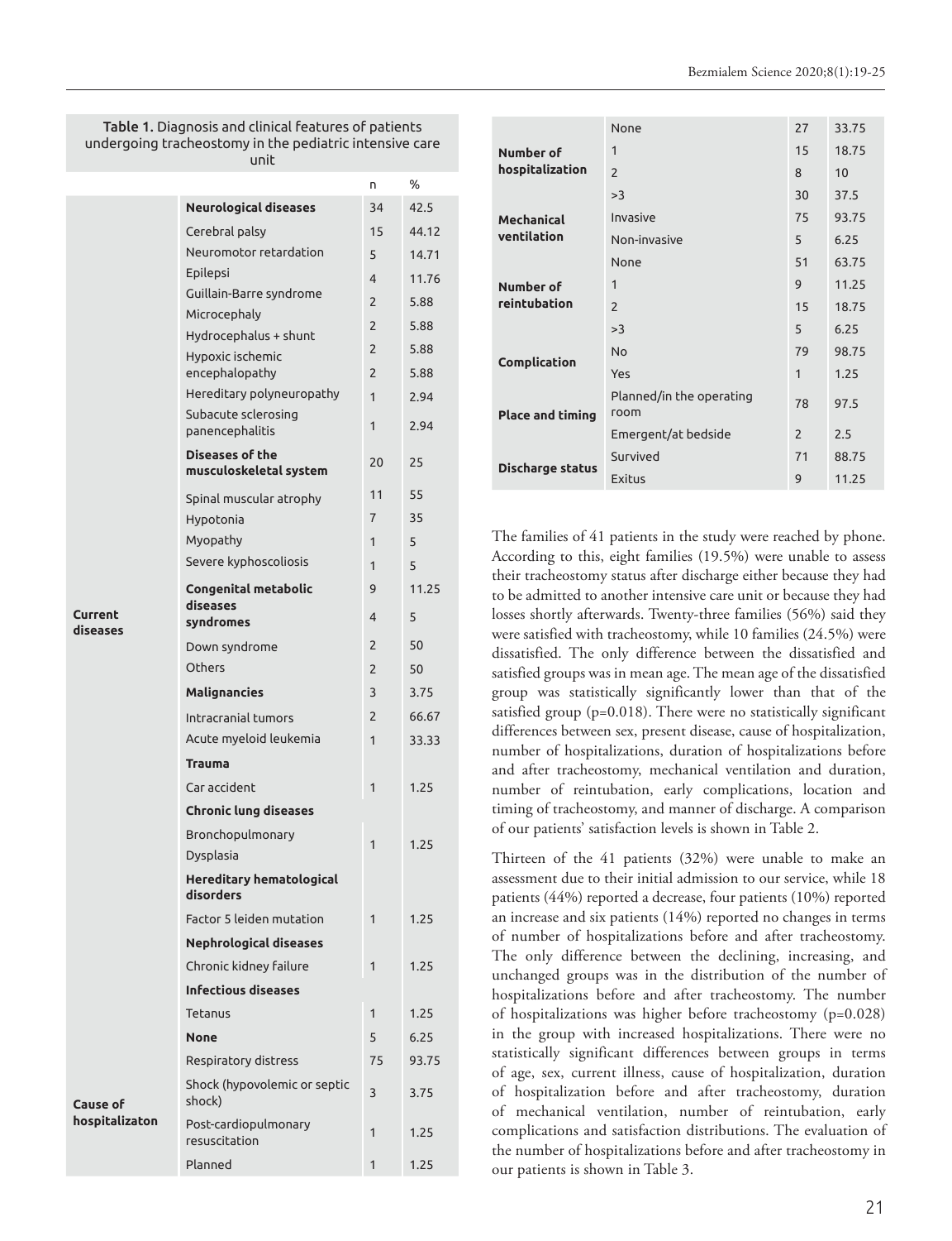**Table 1.** Diagnosis and clinical features of patients undergoing tracheostomy in the pediatric intensive care unit

| | | n | % |
|---|---|---|---|
| Current diseases | **Neurological diseases** | 34 | 42.5 |
| | Cerebral palsy | 15 | 44.12 |
| | Neuromotor retardation | 5 | 14.71 |
| | Epilepsi | 4 | 11.76 |
| | Guillain-Barre syndrome | 2 | 5.88 |
| | Microcephaly | 2 | 5.88 |
| | Hydrocephalus + shunt | 2 | 5.88 |
| | Hypoxic ischemic encephalopathy | 2 | 5.88 |
| | Hereditary polyneuropathy | 1 | 2.94 |
| | Subacute sclerosing panencephalitis | 1 | 2.94 |
| | **Diseases of the musculoskeletal system** | 20 | 25 |
| | Spinal muscular atrophy | 11 | 55 |
| | Hypotonia | 7 | 35 |
| | Myopathy | 1 | 5 |
| | Severe kyphoscoliosis | 1 | 5 |
| | **Congenital metabolic diseases** | 9 | 11.25 |
| | **syndromes** | 4 | 5 |
| | Down syndrome | 2 | 50 |
| | Others | 2 | 50 |
| | **Malignancies** | 3 | 3.75 |
| | Intracranial tumors | 2 | 66.67 |
| | Acute myeloid leukemia | 1 | 33.33 |
| | **Trauma** | | |
| | Car accident | 1 | 1.25 |
| | **Chronic lung diseases** | | |
| | Bronchopulmonary Dysplasia | 1 | 1.25 |
| | **Hereditary hematological disorders** | | |
| | Factor 5 leiden mutation | 1 | 1.25 |
| | **Nephrological diseases** | | |
| | Chronic kidney failure | 1 | 1.25 |
| | **Infectious diseases** | | |
| | Tetanus | 1 | 1.25 |
| | **None** | 5 | 6.25 |
| Cause of hospitalizaton | Respiratory distress | 75 | 93.75 |
| | Shock (hypovolemic or septic shock) | 3 | 3.75 |
| | Post-cardiopulmonary resuscitation | 1 | 1.25 |
| | Planned | 1 | 1.25 |
| Number of hospitalization | None | 27 | 33.75 |
| | 1 | 15 | 18.75 |
| | 2 | 8 | 10 |
| | >3 | 30 | 37.5 |
| Mechanical ventilation | Invasive | 75 | 93.75 |
| | Non-invasive | 5 | 6.25 |
| Number of reintubation | None | 51 | 63.75 |
| | 1 | 9 | 11.25 |
| | 2 | 15 | 18.75 |
| | >3 | 5 | 6.25 |
| Complication | No | 79 | 98.75 |
| | Yes | 1 | 1.25 |
| Place and timing | Planned/in the operating room | 78 | 97.5 |
| | Emergent/at bedside | 2 | 2.5 |
| Discharge status | Survived | 71 | 88.75 |
| | Exitus | 9 | 11.25 |

The families of 41 patients in the study were reached by phone. According to this, eight families (19.5%) were unable to assess their tracheostomy status after discharge either because they had to be admitted to another intensive care unit or because they had losses shortly afterwards. Twenty-three families (56%) said they were satisfied with tracheostomy, while 10 families (24.5%) were dissatisfied. The only difference between the dissatisfied and satisfied groups was in mean age. The mean age of the dissatisfied group was statistically significantly lower than that of the satisfied group ($p=0.018$). There were no statistically significant differences between sex, present disease, cause of hospitalization, number of hospitalizations, duration of hospitalizations before and after tracheostomy, mechanical ventilation and duration, number of reintubation, early complications, location and timing of tracheostomy, and manner of discharge. A comparison of our patients' satisfaction levels is shown in Table 2.

Thirteen of the 41 patients (32%) were unable to make an assessment due to their initial admission to our service, while 18 patients (44%) reported a decrease, four patients (10%) reported an increase and six patients (14%) reported no changes in terms of number of hospitalizations before and after tracheostomy. The only difference between the declining, increasing, and unchanged groups was in the distribution of the number of hospitalizations before and after tracheostomy. The number of hospitalizations was higher before tracheostomy ($p=0.028$) in the group with increased hospitalizations. There were no statistically significant differences between groups in terms of age, sex, current illness, cause of hospitalization, duration of hospitalization before and after tracheostomy, duration of mechanical ventilation, number of reintubation, early complications and satisfaction distributions. The evaluation of the number of hospitalizations before and after tracheostomy in our patients is shown in Table 3.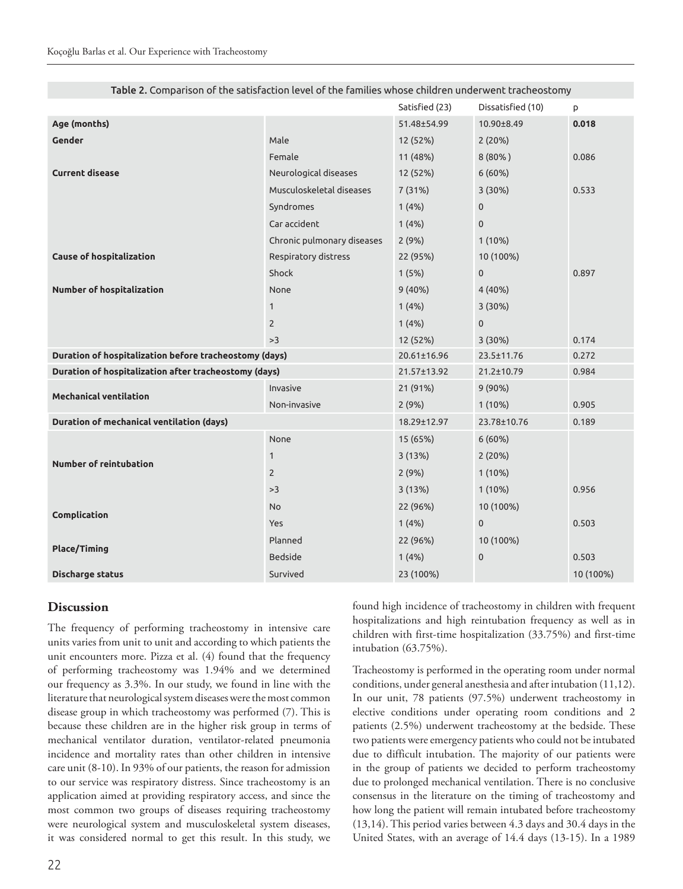Table 2. Comparison of the satisfaction level of the families whose children underwent tracheostomy

| | | Satisfied (23) | Dissatisfied (10) | p |
|---|---|---|---|---|
| **Age (months)** | | 51.48±54.99 | 10.90±8.49 | **0.018** |
| **Gender** | Male | 12 (52%) | 2 (20%) | |
| | Female | 11 (48%) | 8 (80%) | 0.086 |
| **Current disease** | Neurological diseases | 12 (52%) | 6 (60%) | |
| | Musculoskeletal diseases | 7 (31%) | 3 (30%) | 0.533 |
| | Syndromes | 1 (4%) | 0 | |
| | Car accident | 1 (4%) | 0 | |
| | Chronic pulmonary diseases | 2 (9%) | 1 (10%) | |
| **Cause of hospitalization** | Respiratory distress | 22 (95%) | 10 (100%) | |
| | Shock | 1 (5%) | 0 | 0.897 |
| **Number of hospitalization** | None | 9 (40%) | 4 (40%) | |
| | 1 | 1 (4%) | 3 (30%) | |
| | 2 | 1 (4%) | 0 | |
| | >3 | 12 (52%) | 3 (30%) | 0.174 |
| **Duration of hospitalization before tracheostomy (days)** | | 20.61±16.96 | 23.5±11.76 | 0.272 |
| **Duration of hospitalization after tracheostomy (days)** | | 21.57±13.92 | 21.2±10.79 | 0.984 |
| **Mechanical ventilation** | Invasive | 21 (91%) | 9 (90%) | |
| | Non-invasive | 2 (9%) | 1 (10%) | 0.905 |
| **Duration of mechanical ventilation (days)** | | 18.29±12.97 | 23.78±10.76 | 0.189 |
| **Number of reintubation** | None | 15 (65%) | 6 (60%) | |
| | 1 | 3 (13%) | 2 (20%) | |
| | 2 | 2 (9%) | 1 (10%) | |
| | >3 | 3 (13%) | 1 (10%) | 0.956 |
| **Complication** | No | 22 (96%) | 10 (100%) | |
| | Yes | 1 (4%) | 0 | 0.503 |
| **Place/Timing** | Planned | 22 (96%) | 10 (100%) | |
| | Bedside | 1 (4%) | 0 | 0.503 |
| **Discharge status** | Survived | 23 (100%) | | 10 (100%) |

## Discussion

The frequency of performing tracheostomy in intensive care units varies from unit to unit and according to which patients the unit encounters more. Pizza et al. (4) found that the frequency of performing tracheostomy was 1.94% and we determined our frequency as 3.3%. In our study, we found in line with the literature that neurological system diseases were the most common disease group in which tracheostomy was performed (7). This is because these children are in the higher risk group in terms of mechanical ventilator duration, ventilator-related pneumonia incidence and mortality rates than other children in intensive care unit (8-10). In 93% of our patients, the reason for admission to our service was respiratory distress. Since tracheostomy is an application aimed at providing respiratory access, and since the most common two groups of diseases requiring tracheostomy were neurological system and musculoskeletal system diseases, it was considered normal to get this result. In this study, we found high incidence of tracheostomy in children with frequent hospitalizations and high reintubation frequency as well as in children with first-time hospitalization (33.75%) and first-time intubation (63.75%).

Tracheostomy is performed in the operating room under normal conditions, under general anesthesia and after intubation (11,12). In our unit, 78 patients (97.5%) underwent tracheostomy in elective conditions under operating room conditions and 2 patients (2.5%) underwent tracheostomy at the bedside. These two patients were emergency patients who could not be intubated due to difficult intubation. The majority of our patients were in the group of patients we decided to perform tracheostomy due to prolonged mechanical ventilation. There is no conclusive consensus in the literature on the timing of tracheostomy and how long the patient will remain intubated before tracheostomy (13,14). This period varies between 4.3 days and 30.4 days in the United States, with an average of 14.4 days (13-15). In a 1989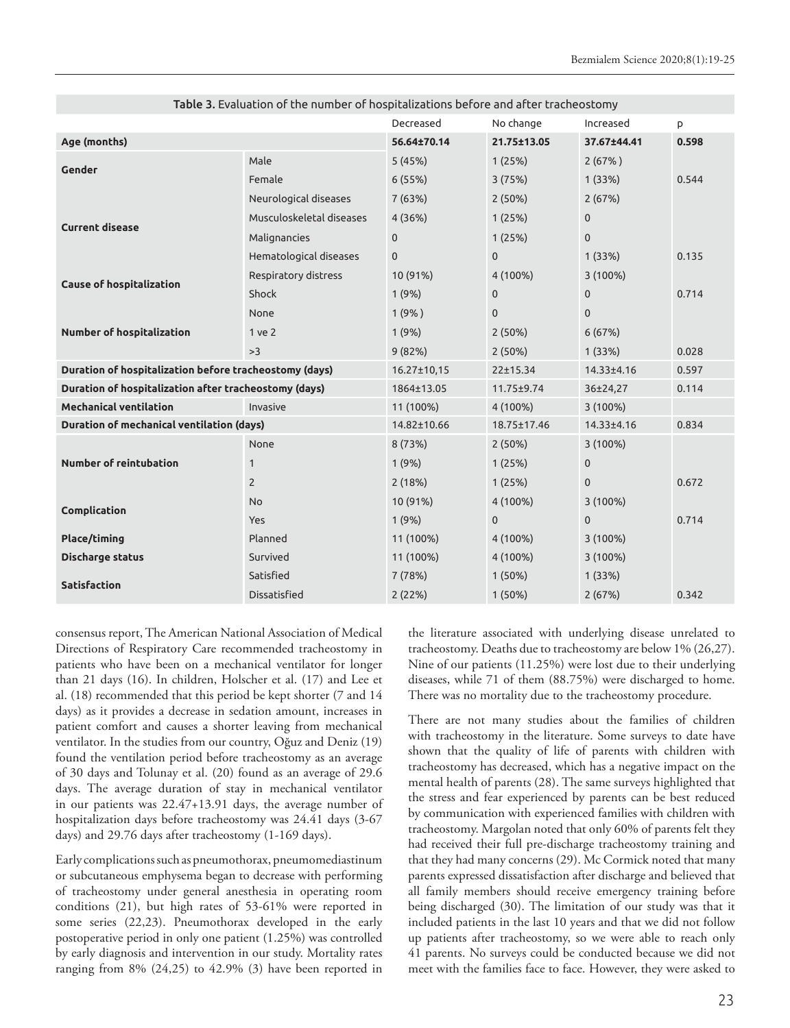Table 3. Evaluation of the number of hospitalizations before and after tracheostomy

| | | Decreased | No change | Increased | p |
|---|---|---|---|---|---|
| **Age (months)** | | **56.64±70.14** | **21.75±13.05** | **37.67±44.41** | **0.598** |
| **Gender** | Male | 5 (45%) | 1 (25%) | 2 (67% ) | |
| | Female | 6 (55%) | 3 (75%) | 1 (33%) | 0.544 |
| **Current disease** | Neurological diseases | 7 (63%) | 2 (50%) | 2 (67%) | |
| | Musculoskeletal diseases | 4 (36%) | 1 (25%) | 0 | |
| | Malignancies | 0 | 1 (25%) | 0 | |
| | Hematological diseases | 0 | 0 | 1 (33%) | 0.135 |
| **Cause of hospitalization** | Respiratory distress | 10 (91%) | 4 (100%) | 3 (100%) | |
| | Shock | 1 (9%) | 0 | 0 | 0.714 |
| **Number of hospitalization** | None | 1 (9% ) | 0 | 0 | |
| | 1 ve 2 | 1 (9%) | 2 (50%) | 6 (67%) | |
| | >3 | 9 (82%) | 2 (50%) | 1 (33%) | 0.028 |
| **Duration of hospitalization before tracheostomy (days)** | | 16.27±10,15 | 22±15.34 | 14.33±4.16 | 0.597 |
| **Duration of hospitalization after tracheostomy (days)** | | 1864±13.05 | 11.75±9.74 | 36±24,27 | 0.114 |
| **Mechanical ventilation** | Invasive | 11 (100%) | 4 (100%) | 3 (100%) | |
| **Duration of mechanical ventilation (days)** | | 14.82±10.66 | 18.75±17.46 | 14.33±4.16 | 0.834 |
| **Number of reintubation** | None | 8 (73%) | 2 (50%) | 3 (100%) | |
| | 1 | 1 (9%) | 1 (25%) | 0 | |
| | 2 | 2 (18%) | 1 (25%) | 0 | 0.672 |
| **Complication** | No | 10 (91%) | 4 (100%) | 3 (100%) | |
| | Yes | 1 (9%) | 0 | 0 | 0.714 |
| **Place/timing** | Planned | 11 (100%) | 4 (100%) | 3 (100%) | |
| **Discharge status** | Survived | 11 (100%) | 4 (100%) | 3 (100%) | |
| **Satisfaction** | Satisfied | 7 (78%) | 1 (50%) | 1 (33%) | |
| | Dissatisfied | 2 (22%) | 1 (50%) | 2 (67%) | 0.342 |

consensus report, The American National Association of Medical Directions of Respiratory Care recommended tracheostomy in patients who have been on a mechanical ventilator for longer than 21 days (16). In children, Holscher et al. (17) and Lee et al. (18) recommended that this period be kept shorter (7 and 14 days) as it provides a decrease in sedation amount, increases in patient comfort and causes a shorter leaving from mechanical ventilator. In the studies from our country, Oğuz and Deniz (19) found the ventilation period before tracheostomy as an average of 30 days and Tolunay et al. (20) found as an average of 29.6 days. The average duration of stay in mechanical ventilator in our patients was 22.47+13.91 days, the average number of hospitalization days before tracheostomy was 24.41 days (3-67 days) and 29.76 days after tracheostomy (1-169 days).

Early complications such as pneumothorax, pneumomediastinum or subcutaneous emphysema began to decrease with performing of tracheostomy under general anesthesia in operating room conditions (21), but high rates of 53-61% were reported in some series (22,23). Pneumothorax developed in the early postoperative period in only one patient (1.25%) was controlled by early diagnosis and intervention in our study. Mortality rates ranging from 8% (24,25) to 42.9% (3) have been reported in the literature associated with underlying disease unrelated to tracheostomy. Deaths due to tracheostomy are below 1% (26,27). Nine of our patients (11.25%) were lost due to their underlying diseases, while 71 of them (88.75%) were discharged to home. There was no mortality due to the tracheostomy procedure.

There are not many studies about the families of children with tracheostomy in the literature. Some surveys to date have shown that the quality of life of parents with children with tracheostomy has decreased, which has a negative impact on the mental health of parents (28). The same surveys highlighted that the stress and fear experienced by parents can be best reduced by communication with experienced families with children with tracheostomy. Margolan noted that only 60% of parents felt they had received their full pre-discharge tracheostomy training and that they had many concerns (29). Mc Cormick noted that many parents expressed dissatisfaction after discharge and believed that all family members should receive emergency training before being discharged (30). The limitation of our study was that it included patients in the last 10 years and that we did not follow up patients after tracheostomy, so we were able to reach only 41 parents. No surveys could be conducted because we did not meet with the families face to face. However, they were asked to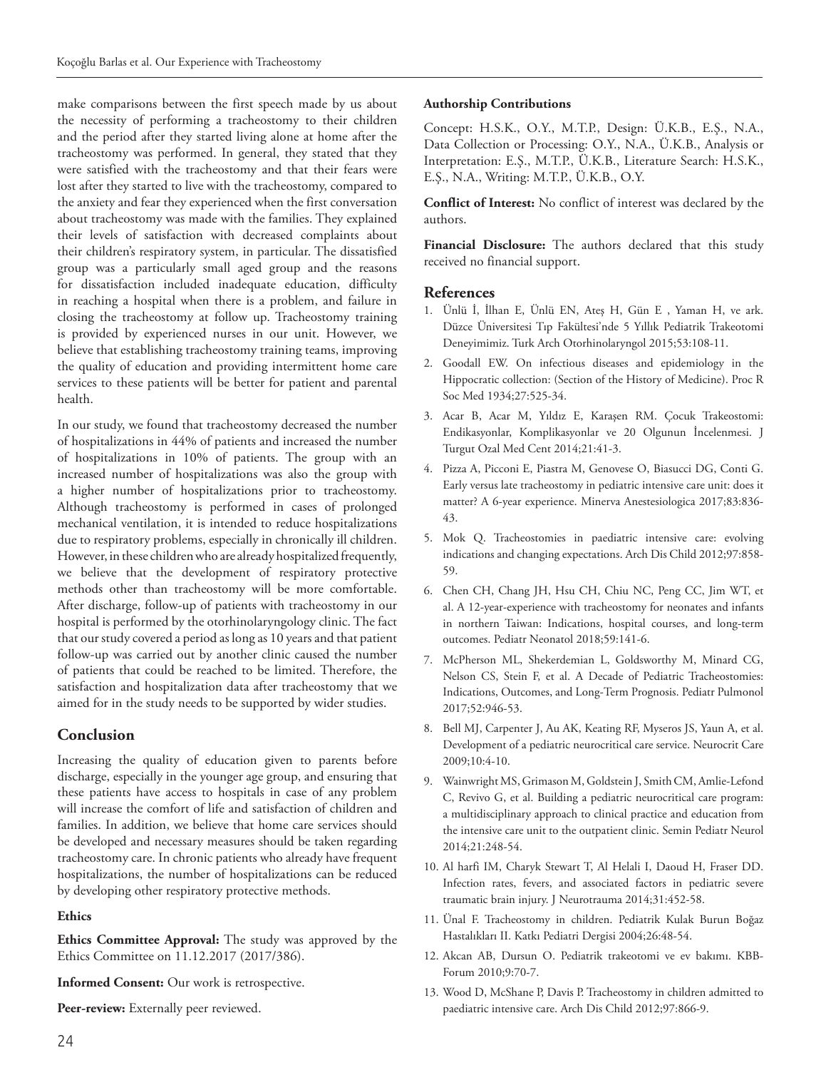make comparisons between the first speech made by us about the necessity of performing a tracheostomy to their children and the period after they started living alone at home after the tracheostomy was performed. In general, they stated that they were satisfied with the tracheostomy and that their fears were lost after they started to live with the tracheostomy, compared to the anxiety and fear they experienced when the first conversation about tracheostomy was made with the families. They explained their levels of satisfaction with decreased complaints about their children's respiratory system, in particular. The dissatisfied group was a particularly small aged group and the reasons for dissatisfaction included inadequate education, difficulty in reaching a hospital when there is a problem, and failure in closing the tracheostomy at follow up. Tracheostomy training is provided by experienced nurses in our unit. However, we believe that establishing tracheostomy training teams, improving the quality of education and providing intermittent home care services to these patients will be better for patient and parental health.

In our study, we found that tracheostomy decreased the number of hospitalizations in 44% of patients and increased the number of hospitalizations in 10% of patients. The group with an increased number of hospitalizations was also the group with a higher number of hospitalizations prior to tracheostomy. Although tracheostomy is performed in cases of prolonged mechanical ventilation, it is intended to reduce hospitalizations due to respiratory problems, especially in chronically ill children. However, in these children who are already hospitalized frequently, we believe that the development of respiratory protective methods other than tracheostomy will be more comfortable. After discharge, follow-up of patients with tracheostomy in our hospital is performed by the otorhinolaryngology clinic. The fact that our study covered a period as long as 10 years and that patient follow-up was carried out by another clinic caused the number of patients that could be reached to be limited. Therefore, the satisfaction and hospitalization data after tracheostomy that we aimed for in the study needs to be supported by wider studies.

## Conclusion

Increasing the quality of education given to parents before discharge, especially in the younger age group, and ensuring that these patients have access to hospitals in case of any problem will increase the comfort of life and satisfaction of children and families. In addition, we believe that home care services should be developed and necessary measures should be taken regarding tracheostomy care. In chronic patients who already have frequent hospitalizations, the number of hospitalizations can be reduced by developing other respiratory protective methods.

### Ethics

**Ethics Committee Approval:** The study was approved by the Ethics Committee on 11.12.2017 (2017/386).

**Informed Consent:** Our work is retrospective.

**Peer-review:** Externally peer reviewed.

### Authorship Contributions

Concept: H.S.K., O.Y., M.T.P., Design: Ü.K.B., E.Ş., N.A., Data Collection or Processing: O.Y., N.A., Ü.K.B., Analysis or Interpretation: E.Ş., M.T.P., Ü.K.B., Literature Search: H.S.K., E.Ş., N.A., Writing: M.T.P., Ü.K.B., O.Y.

**Conflict of Interest:** No conflict of interest was declared by the authors.

**Financial Disclosure:** The authors declared that this study received no financial support.

## References

1. Ünlü İ, İlhan E, Ünlü EN, Ateş H, Gün E , Yaman H, ve ark. Düzce Üniversitesi Tıp Fakültesi'nde 5 Yıllık Pediatrik Trakeotomi Deneyimimiz. Turk Arch Otorhinolaryngol 2015;53:108-11.
2. Goodall EW. On infectious diseases and epidemiology in the Hippocratic collection: (Section of the History of Medicine). Proc R Soc Med 1934;27:525-34.
3. Acar B, Acar M, Yıldız E, Karaşen RM. Çocuk Trakeostomi: Endikasyonlar, Komplikasyonlar ve 20 Olgunun İncelenmesi. J Turgut Ozal Med Cent 2014;21:41-3.
4. Pizza A, Picconi E, Piastra M, Genovese O, Biasucci DG, Conti G. Early versus late tracheostomy in pediatric intensive care unit: does it matter? A 6-year experience. Minerva Anestesiologica 2017;83:836-43.
5. Mok Q. Tracheostomies in paediatric intensive care: evolving indications and changing expectations. Arch Dis Child 2012;97:858-59.
6. Chen CH, Chang JH, Hsu CH, Chiu NC, Peng CC, Jim WT, et al. A 12-year-experience with tracheostomy for neonates and infants in northern Taiwan: Indications, hospital courses, and long-term outcomes. Pediatr Neonatol 2018;59:141-6.
7. McPherson ML, Shekerdemian L, Goldsworthy M, Minard CG, Nelson CS, Stein F, et al. A Decade of Pediatric Tracheostomies: Indications, Outcomes, and Long-Term Prognosis. Pediatr Pulmonol 2017;52:946-53.
8. Bell MJ, Carpenter J, Au AK, Keating RF, Myseros JS, Yaun A, et al. Development of a pediatric neurocritical care service. Neurocrit Care 2009;10:4-10.
9. Wainwright MS, Grimason M, Goldstein J, Smith CM, Amlie-Lefond C, Revivo G, et al. Building a pediatric neurocritical care program: a multidisciplinary approach to clinical practice and education from the intensive care unit to the outpatient clinic. Semin Pediatr Neurol 2014;21:248-54.
10. Al harfi IM, Charyk Stewart T, Al Helali I, Daoud H, Fraser DD. Infection rates, fevers, and associated factors in pediatric severe traumatic brain injury. J Neurotrauma 2014;31:452-58.
11. Ünal F. Tracheostomy in children. Pediatrik Kulak Burun Boğaz Hastalıkları II. Katkı Pediatri Dergisi 2004;26:48-54.
12. Akcan AB, Dursun O. Pediatrik trakeotomi ve ev bakımı. KBB-Forum 2010;9:70-7.
13. Wood D, McShane P, Davis P. Tracheostomy in children admitted to paediatric intensive care. Arch Dis Child 2012;97:866-9.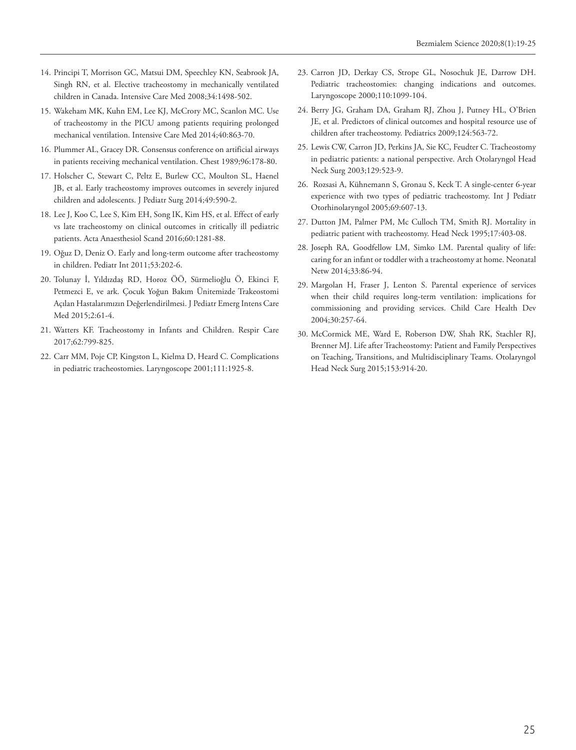14. Principi T, Morrison GC, Matsui DM, Speechley KN, Seabrook JA, Singh RN, et al. Elective tracheostomy in mechanically ventilated children in Canada. Intensive Care Med 2008;34:1498-502.
15. Wakeham MK, Kuhn EM, Lee KJ, McCrory MC, Scanlon MC. Use of tracheostomy in the PICU among patients requiring prolonged mechanical ventilation. Intensive Care Med 2014;40:863-70.
16. Plummer AL, Gracey DR. Consensus conference on artificial airways in patients receiving mechanical ventilation. Chest 1989;96:178-80.
17. Holscher C, Stewart C, Peltz E, Burlew CC, Moulton SL, Haenel JB, et al. Early tracheostomy improves outcomes in severely injured children and adolescents. J Pediatr Surg 2014;49:590-2.
18. Lee J, Koo C, Lee S, Kim EH, Song IK, Kim HS, et al. Effect of early vs late tracheostomy on clinical outcomes in critically ill pediatric patients. Acta Anaesthesiol Scand 2016;60:1281-88.
19. Oğuz D, Deniz O. Early and long-term outcome after tracheostomy in children. Pediatr Int 2011;53:202-6.
20. Tolunay İ, Yıldızdaş RD, Horoz ÖÖ, Sürmelioğlu Ö, Ekinci F, Petmezci E, ve ark. Çocuk Yoğun Bakım Ünitemizde Trakeostomi Açılan Hastalarımızın Değerlendirilmesi. J Pediatr Emerg Intens Care Med 2015;2:61-4.
21. Watters KF. Tracheostomy in Infants and Children. Respir Care 2017;62:799-825.
22. Carr MM, Poje CP, Kingston L, Kielma D, Heard C. Complications in pediatric tracheostomies. Laryngoscope 2001;111:1925-8.
23. Carron JD, Derkay CS, Strope GL, Nosochuk JE, Darrow DH. Pediatric tracheostomies: changing indications and outcomes. Laryngoscope 2000;110:1099-104.
24. Berry JG, Graham DA, Graham RJ, Zhou J, Putney HL, O'Brien JE, et al. Predictors of clinical outcomes and hospital resource use of children after tracheostomy. Pediatrics 2009;124:563-72.
25. Lewis CW, Carron JD, Perkins JA, Sie KC, Feudter C. Tracheostomy in pediatric patients: a national perspective. Arch Otolaryngol Head Neck Surg 2003;129:523-9.
26. Rozsasi A, Kühnemann S, Gronau S, Keck T. A single-center 6-year experience with two types of pediatric tracheostomy. Int J Pediatr Otorhinolaryngol 2005;69:607-13.
27. Dutton JM, Palmer PM, Mc Culloch TM, Smith RJ. Mortality in pediatric patient with tracheostomy. Head Neck 1995;17:403-08.
28. Joseph RA, Goodfellow LM, Simko LM. Parental quality of life: caring for an infant or toddler with a tracheostomy at home. Neonatal Netw 2014;33:86-94.
29. Margolan H, Fraser J, Lenton S. Parental experience of services when their child requires long-term ventilation: implications for commissioning and providing services. Child Care Health Dev 2004;30:257-64.
30. McCormick ME, Ward E, Roberson DW, Shah RK, Stachler RJ, Brenner MJ. Life after Tracheostomy: Patient and Family Perspectives on Teaching, Transitions, and Multidisciplinary Teams. Otolaryngol Head Neck Surg 2015;153:914-20.